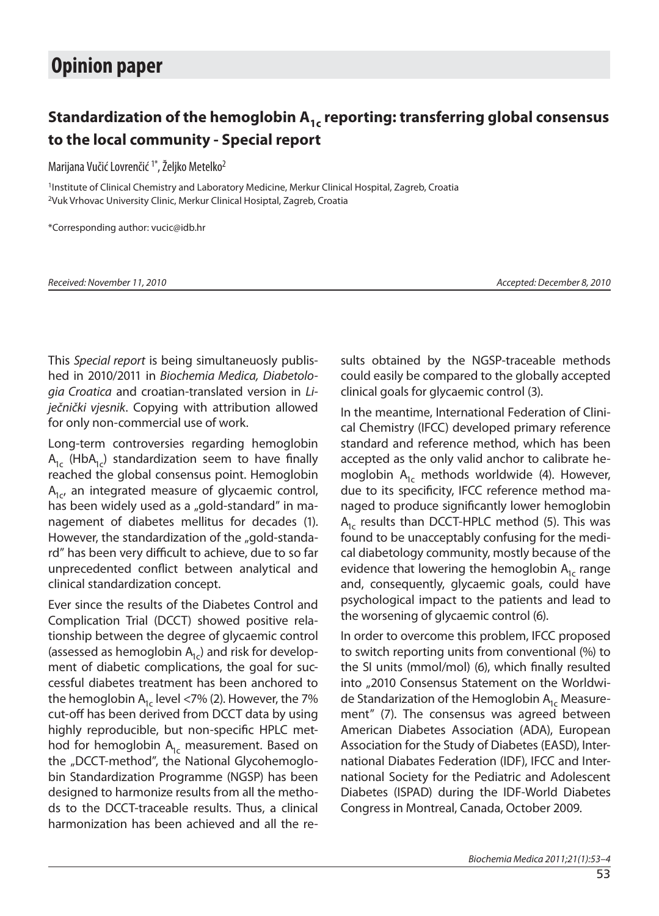# Opinion paper

## Standardization of the hemoglobin $A_{1c}$ reporting: transferring global consensus to the local community - Special report

Marijana Vučić Lovrenčić [1*], Željko Metelko[2]

[1]Institute of Clinical Chemistry and Laboratory Medicine, Merkur Clinical Hospital, Zagreb, Croatia
[2]Vuk Vrhovac University Clinic, Merkur Clinical Hosiptal, Zagreb, Croatia

*Corresponding author: vucic@idb.hr

*Received: November 11, 2010* *Accepted: December 8, 2010*

This *Special report* is being simultaneuosly published in 2010/2011 in *Biochemia Medica, Diabetologia Croatica* and croatian-translated version in *Liječnički vjesnik*. Copying with attribution allowed for only non-commercial use of work.

Long-term controversies regarding hemoglobin $A_{1c}$ ($HbA_{1c}$) standardization seem to have finally reached the global consensus point. Hemoglobin $A_{1c}$, an integrated measure of glycaemic control, has been widely used as a „gold-standard" in management of diabetes mellitus for decades (1). However, the standardization of the „gold-standard" has been very difficult to achieve, due to so far unprecedented conflict between analytical and clinical standardization concept.

Ever since the results of the Diabetes Control and Complication Trial (DCCT) showed positive relationship between the degree of glycaemic control (assessed as hemoglobin $A_{1c}$) and risk for development of diabetic complications, the goal for successful diabetes treatment has been anchored to the hemoglobin $A_{1c}$ level <7% (2). However, the 7% cut-off has been derived from DCCT data by using highly reproducible, but non-specific HPLC method for hemoglobin $A_{1c}$ measurement. Based on the „DCCT-method", the National Glycohemoglobin Standardization Programme (NGSP) has been designed to harmonize results from all the methods to the DCCT-traceable results. Thus, a clinical harmonization has been achieved and all the results obtained by the NGSP-traceable methods could easily be compared to the globally accepted clinical goals for glycaemic control (3).

In the meantime, International Federation of Clinical Chemistry (IFCC) developed primary reference standard and reference method, which has been accepted as the only valid anchor to calibrate hemoglobin $A_{1c}$ methods worldwide (4). However, due to its specificity, IFCC reference method managed to produce significantly lower hemoglobin $A_{1c}$ results than DCCT-HPLC method (5). This was found to be unacceptably confusing for the medical diabetology community, mostly because of the evidence that lowering the hemoglobin $A_{1c}$ range and, consequently, glycaemic goals, could have psychological impact to the patients and lead to the worsening of glycaemic control (6).

In order to overcome this problem, IFCC proposed to switch reporting units from conventional (%) to the SI units (mmol/mol) (6), which finally resulted into „2010 Consensus Statement on the Worldwide Standarization of the Hemoglobin $A_{1c}$ Measurement" (7). The consensus was agreed between American Diabetes Association (ADA), European Association for the Study of Diabetes (EASD), International Diabates Federation (IDF), IFCC and International Society for the Pediatric and Adolescent Diabetes (ISPAD) during the IDF-World Diabetes Congress in Montreal, Canada, October 2009.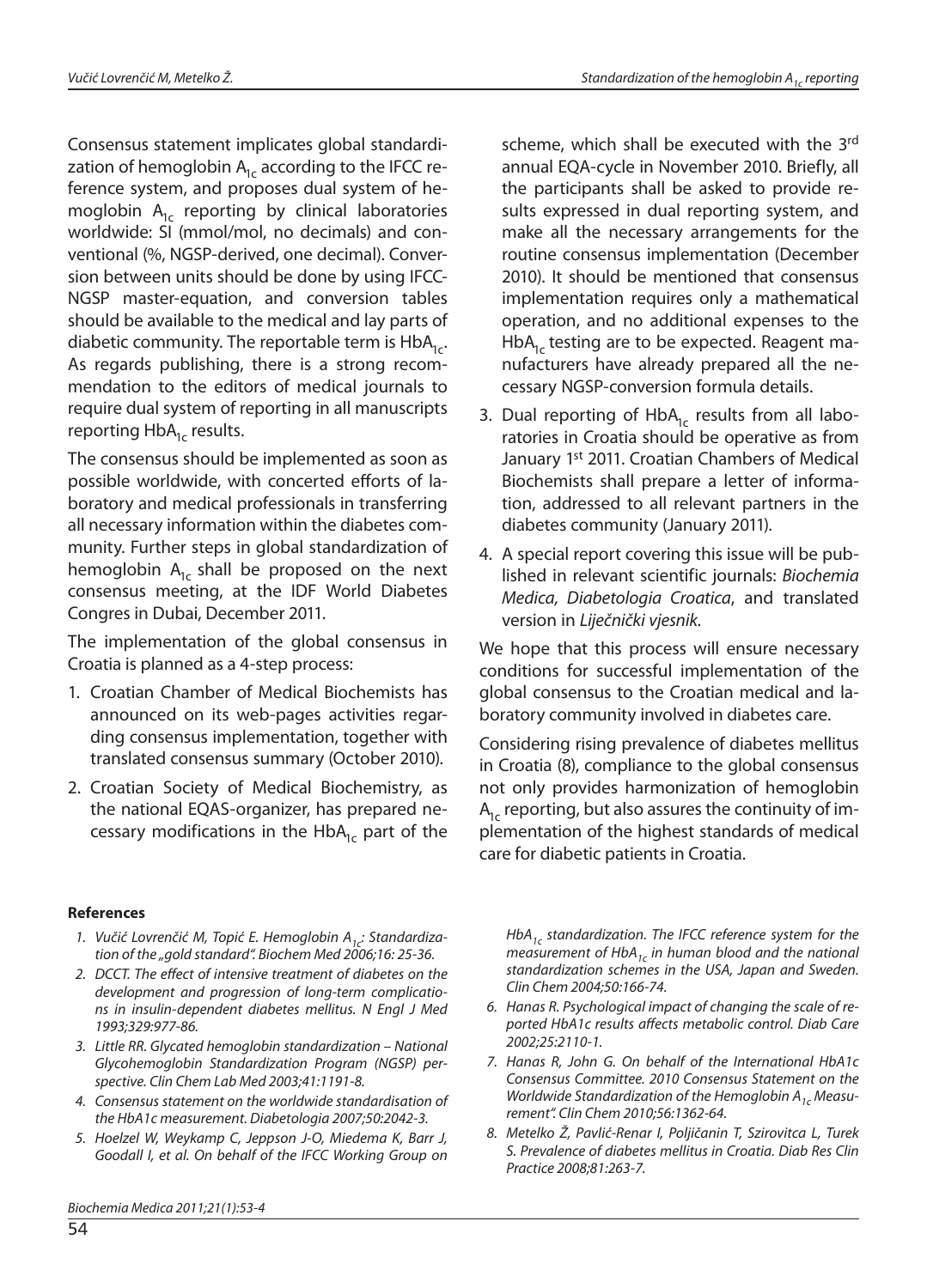Consensus statement implicates global standardization of hemoglobin $A_{1c}$ according to the IFCC reference system, and proposes dual system of hemoglobin $A_{1c}$ reporting by clinical laboratories worldwide: SI (mmol/mol, no decimals) and conventional (%, NGSP-derived, one decimal). Conversion between units should be done by using IFCC-NGSP master-equation, and conversion tables should be available to the medical and lay parts of diabetic community. The reportable term is $HbA_{1c}$. As regards publishing, there is a strong recommendation to the editors of medical journals to require dual system of reporting in all manuscripts reporting $HbA_{1c}$ results.

The consensus should be implemented as soon as possible worldwide, with concerted efforts of laboratory and medical professionals in transferring all necessary information within the diabetes community. Further steps in global standardization of hemoglobin $A_{1c}$ shall be proposed on the next consensus meeting, at the IDF World Diabetes Congres in Dubai, December 2011.

The implementation of the global consensus in Croatia is planned as a 4-step process:

1. Croatian Chamber of Medical Biochemists has announced on its web-pages activities regarding consensus implementation, together with translated consensus summary (October 2010).
2. Croatian Society of Medical Biochemistry, as the national EQAS-organizer, has prepared necessary modifications in the $HbA_{1c}$ part of the scheme, which shall be executed with the 3rd annual EQA-cycle in November 2010. Briefly, all the participants shall be asked to provide results expressed in dual reporting system, and make all the necessary arrangements for the routine consensus implementation (December 2010). It should be mentioned that consensus implementation requires only a mathematical operation, and no additional expenses to the $HbA_{1c}$ testing are to be expected. Reagent manufacturers have already prepared all the necessary NGSP-conversion formula details.
3. Dual reporting of $HbA_{1c}$ results from all laboratories in Croatia should be operative as from January 1st 2011. Croatian Chambers of Medical Biochemists shall prepare a letter of information, addressed to all relevant partners in the diabetes community (January 2011).
4. A special report covering this issue will be published in relevant scientific journals: *Biochemia Medica, Diabetologia Croatica*, and translated version in *Liječnički vjesnik*.

We hope that this process will ensure necessary conditions for successful implementation of the global consensus to the Croatian medical and laboratory community involved in diabetes care.

Considering rising prevalence of diabetes mellitus in Croatia (8), compliance to the global consensus not only provides harmonization of hemoglobin $A_{1c}$ reporting, but also assures the continuity of implementation of the highest standards of medical care for diabetic patients in Croatia.

**References**

1. *Vučić Lovrenčić M, Topić E. Hemoglobin $A_{1c}$: Standardization of the „gold standard". Biochem Med 2006;16: 25-36.*
2. *DCCT. The effect of intensive treatment of diabetes on the development and progression of long-term complications in insulin-dependent diabetes mellitus. N Engl J Med 1993;329:977-86.*
3. *Little RR. Glycated hemoglobin standardization – National Glycohemoglobin Standardization Program (NGSP) perspective. Clin Chem Lab Med 2003;41:1191-8.*
4. *Consensus statement on the worldwide standardisation of the HbA1c measurement. Diabetologia 2007;50:2042-3.*
5. *Hoelzel W, Weykamp C, Jeppson J-O, Miedema K, Barr J, Goodall I, et al. On behalf of the IFCC Working Group on $HbA_{1c}$ standardization. The IFCC reference system for the measurement of $HbA_{1c}$ in human blood and the national standardization schemes in the USA, Japan and Sweden. Clin Chem 2004;50:166-74.*
6. *Hanas R. Psychological impact of changing the scale of reported HbA1c results affects metabolic control. Diab Care 2002;25:2110-1.*
7. *Hanas R, John G. On behalf of the International HbA1c Consensus Committee. 2010 Consensus Statement on the Worldwide Standardization of the Hemoglobin $A_{1c}$ Measurement". Clin Chem 2010;56:1362-64.*
8. *Metelko Ž, Pavlić-Renar I, Poljičanin T, Szirovitca L, Turek S. Prevalence of diabetes mellitus in Croatia. Diab Res Clin Practice 2008;81:263-7.*